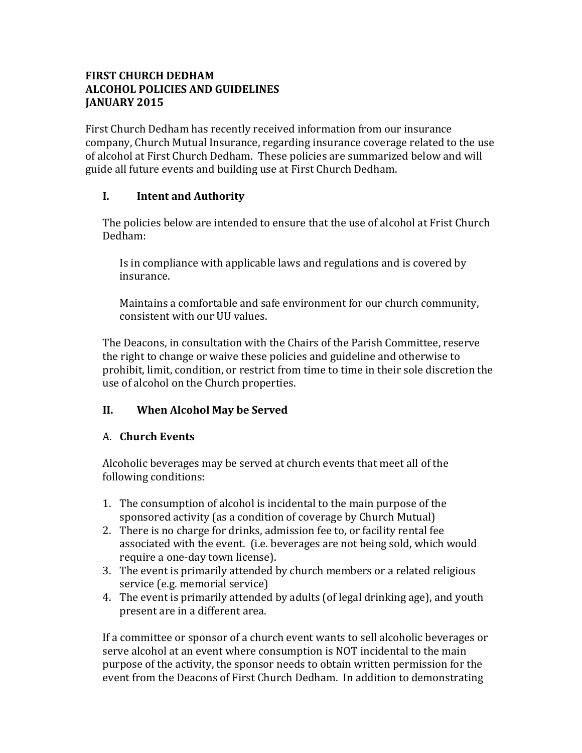**FIRST CHURCH DEDHAM**
**ALCOHOL POLICIES AND GUIDELINES**
**JANUARY 2015**

First Church Dedham has recently received information from our insurance company, Church Mutual Insurance, regarding insurance coverage related to the use of alcohol at First Church Dedham. These policies are summarized below and will guide all future events and building use at First Church Dedham.

## I. Intent and Authority

The policies below are intended to ensure that the use of alcohol at Frist Church Dedham:

Is in compliance with applicable laws and regulations and is covered by insurance.

Maintains a comfortable and safe environment for our church community, consistent with our UU values.

The Deacons, in consultation with the Chairs of the Parish Committee, reserve the right to change or waive these policies and guideline and otherwise to prohibit, limit, condition, or restrict from time to time in their sole discretion the use of alcohol on the Church properties.

## II. When Alcohol May be Served

### A. Church Events

Alcoholic beverages may be served at church events that meet all of the following conditions:

1. The consumption of alcohol is incidental to the main purpose of the sponsored activity (as a condition of coverage by Church Mutual)
2. There is no charge for drinks, admission fee to, or facility rental fee associated with the event. (i.e. beverages are not being sold, which would require a one-day town license).
3. The event is primarily attended by church members or a related religious service (e.g. memorial service)
4. The event is primarily attended by adults (of legal drinking age), and youth present are in a different area.

If a committee or sponsor of a church event wants to sell alcoholic beverages or serve alcohol at an event where consumption is NOT incidental to the main purpose of the activity, the sponsor needs to obtain written permission for the event from the Deacons of First Church Dedham. In addition to demonstrating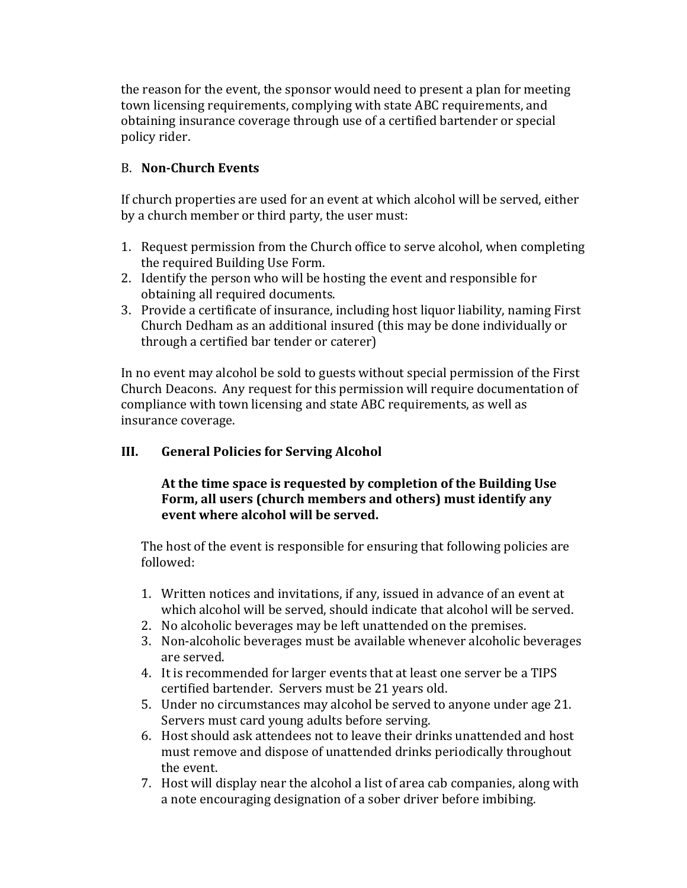the reason for the event, the sponsor would need to present a plan for meeting town licensing requirements, complying with state ABC requirements, and obtaining insurance coverage through use of a certified bartender or special policy rider.

B. **Non-Church Events**

If church properties are used for an event at which alcohol will be served, either by a church member or third party, the user must:

1. Request permission from the Church office to serve alcohol, when completing the required Building Use Form.
2. Identify the person who will be hosting the event and responsible for obtaining all required documents.
3. Provide a certificate of insurance, including host liquor liability, naming First Church Dedham as an additional insured (this may be done individually or through a certified bar tender or caterer)

In no event may alcohol be sold to guests without special permission of the First Church Deacons. Any request for this permission will require documentation of compliance with town licensing and state ABC requirements, as well as insurance coverage.

## III. General Policies for Serving Alcohol

**At the time space is requested by completion of the Building Use Form, all users (church members and others) must identify any event where alcohol will be served.**

The host of the event is responsible for ensuring that following policies are followed:

1. Written notices and invitations, if any, issued in advance of an event at which alcohol will be served, should indicate that alcohol will be served.
2. No alcoholic beverages may be left unattended on the premises.
3. Non-alcoholic beverages must be available whenever alcoholic beverages are served.
4. It is recommended for larger events that at least one server be a TIPS certified bartender. Servers must be 21 years old.
5. Under no circumstances may alcohol be served to anyone under age 21. Servers must card young adults before serving.
6. Host should ask attendees not to leave their drinks unattended and host must remove and dispose of unattended drinks periodically throughout the event.
7. Host will display near the alcohol a list of area cab companies, along with a note encouraging designation of a sober driver before imbibing.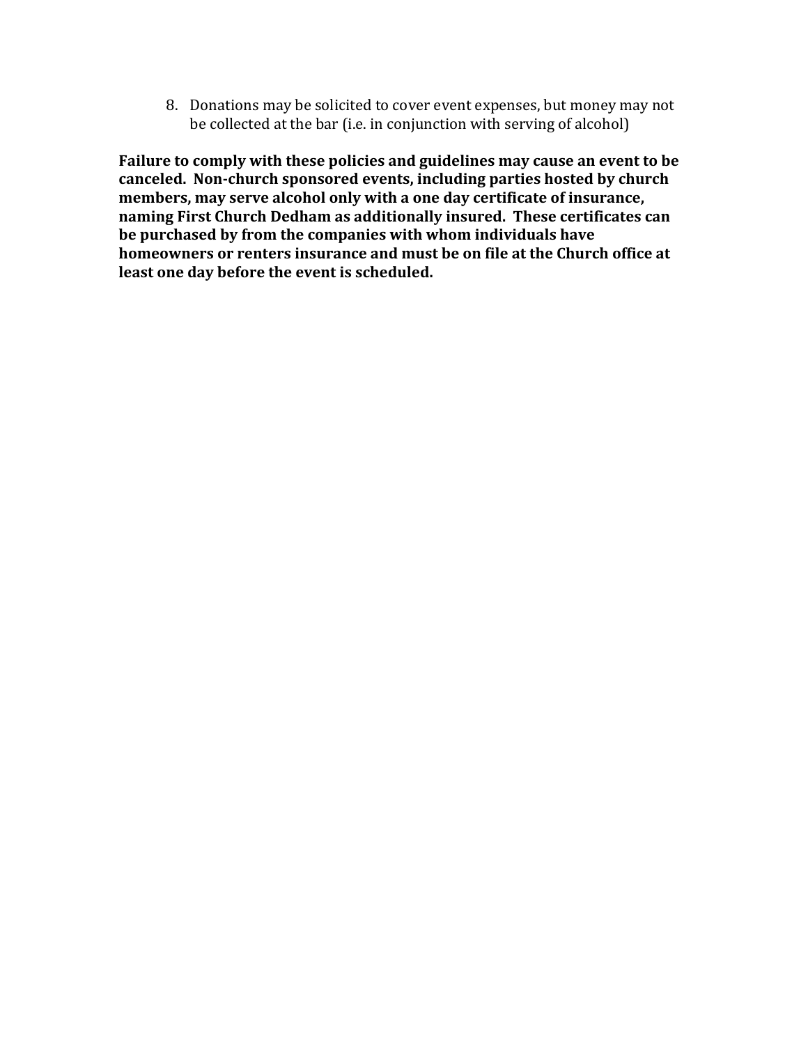8. Donations may be solicited to cover event expenses, but money may not be collected at the bar (i.e. in conjunction with serving of alcohol)

**Failure to comply with these policies and guidelines may cause an event to be canceled. Non-church sponsored events, including parties hosted by church members, may serve alcohol only with a one day certificate of insurance, naming First Church Dedham as additionally insured. These certificates can be purchased by from the companies with whom individuals have homeowners or renters insurance and must be on file at the Church office at least one day before the event is scheduled.**